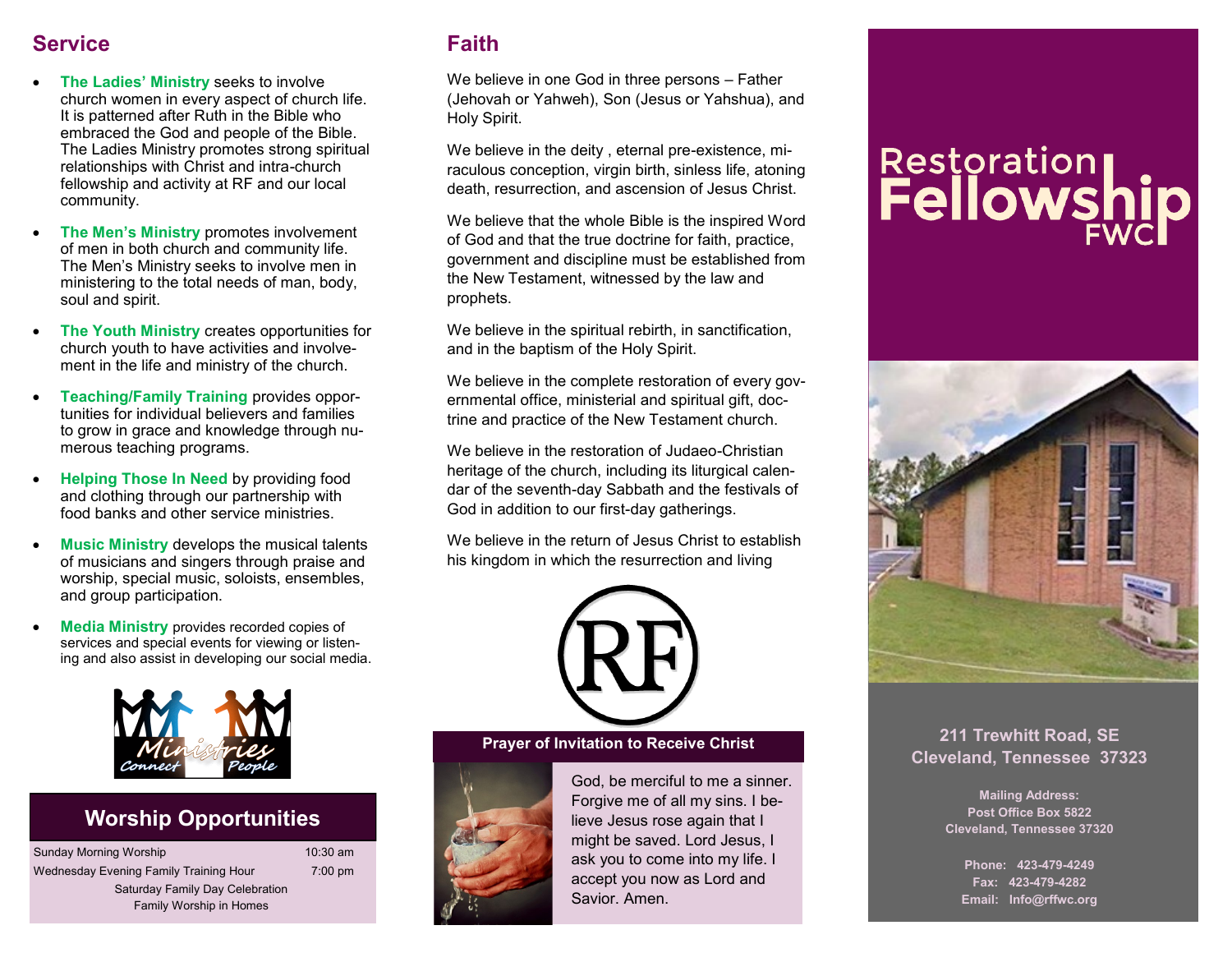## Service

- **The Ladies' Ministry** seeks to involve church women in every aspect of church life. It is patterned after Ruth in the Bible who embraced the God and people of the Bible. The Ladies Ministry promotes strong spiritual relationships with Christ and intra-church fellowship and activity at RF and our local community.
- **The Men's Ministry** promotes involvement of men in both church and community life. The Men's Ministry seeks to involve men in ministering to the total needs of man, body, soul and spirit.
- **The Youth Ministry** creates opportunities for church youth to have activities and involvement in the life and ministry of the church.
- **Teaching/Family Training** provides opportunities for individual believers and families to grow in grace and knowledge through numerous teaching programs.
- **Helping Those In Need** by providing food and clothing through our partnership with food banks and other service ministries.
- **Music Ministry** develops the musical talents of musicians and singers through praise and worship, special music, soloists, ensembles, and group participation.
- **Media Ministry** provides recorded copies of services and special events for viewing or listening and also assist in developing our social media.

Ministries Connect People

## Worship Opportunities

| | |
|---|---|
| Sunday Morning Worship | 10:30 am |
| Wednesday Evening Family Training Hour | 7:00 pm |
| Saturday Family Day Celebration | |
| Family Worship in Homes | |

## Faith

We believe in one God in three persons – Father (Jehovah or Yahweh), Son (Jesus or Yahshua), and Holy Spirit.

We believe in the deity , eternal pre-existence, miraculous conception, virgin birth, sinless life, atoning death, resurrection, and ascension of Jesus Christ.

We believe that the whole Bible is the inspired Word of God and that the true doctrine for faith, practice, government and discipline must be established from the New Testament, witnessed by the law and prophets.

We believe in the spiritual rebirth, in sanctification, and in the baptism of the Holy Spirit.

We believe in the complete restoration of every governmental office, ministerial and spiritual gift, doctrine and practice of the New Testament church.

We believe in the restoration of Judaeo-Christian heritage of the church, including its liturgical calendar of the seventh-day Sabbath and the festivals of God in addition to our first-day gatherings.

We believe in the return of Jesus Christ to establish his kingdom in which the resurrection and living

RF

### Prayer of Invitation to Receive Christ

God, be merciful to me a sinner. Forgive me of all my sins. I believe Jesus rose again that I might be saved. Lord Jesus, I ask you to come into my life. I accept you now as Lord and Savior. Amen.

# Restoration Fellowship FWC

**211 Trewhitt Road, SE**
**Cleveland, Tennessee 37323**

**Mailing Address:**
**Post Office Box 5822**
**Cleveland, Tennessee 37320**

**Phone: 423-479-4249**
**Fax: 423-479-4282**
**Email: Info@rffwc.org**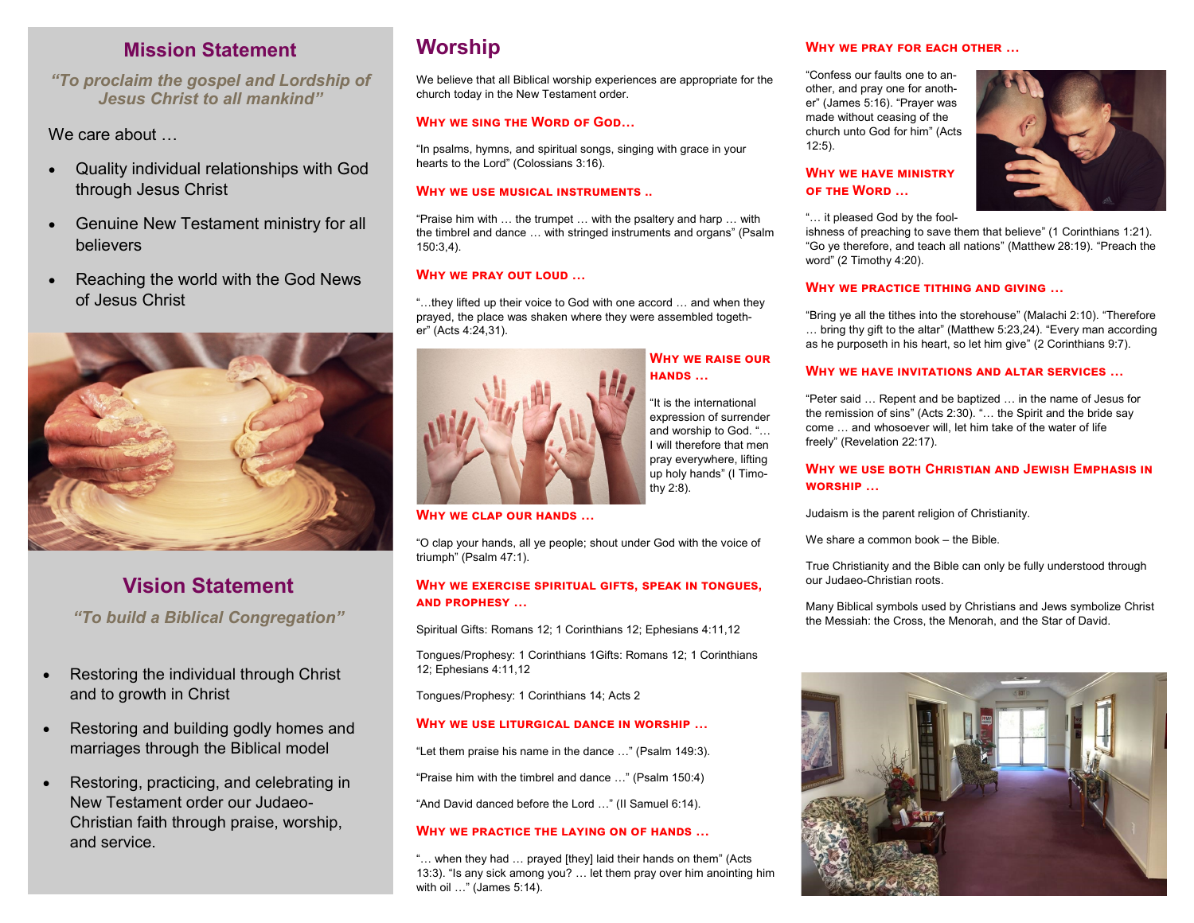## Mission Statement

***"To proclaim the gospel and Lordship of Jesus Christ to all mankind"***

We care about …

- Quality individual relationships with God through Jesus Christ
- Genuine New Testament ministry for all believers
- Reaching the world with the God News of Jesus Christ

## Vision Statement

***"To build a Biblical Congregation"***

- Restoring the individual through Christ and to growth in Christ
- Restoring and building godly homes and marriages through the Biblical model
- Restoring, practicing, and celebrating in New Testament order our Judaeo-Christian faith through praise, worship, and service.

# Worship

We believe that all Biblical worship experiences are appropriate for the church today in the New Testament order.

### Why we sing the Word of God…

"In psalms, hymns, and spiritual songs, singing with grace in your hearts to the Lord" (Colossians 3:16).

### Why we use musical instruments ..

"Praise him with … the trumpet … with the psaltery and harp … with the timbrel and dance … with stringed instruments and organs" (Psalm 150:3,4).

### Why we pray out loud …

"…they lifted up their voice to God with one accord … and when they prayed, the place was shaken where they were assembled together" (Acts 4:24,31).

### Why we raise our hands …

"It is the international expression of surrender and worship to God. "… I will therefore that men pray everywhere, lifting up holy hands" (I Timothy 2:8).

### Why we clap our hands …

"O clap your hands, all ye people; shout under God with the voice of triumph" (Psalm 47:1).

### Why we exercise spiritual gifts, speak in tongues, and prophesy …

Spiritual Gifts: Romans 12; 1 Corinthians 12; Ephesians 4:11,12

Tongues/Prophesy: 1 Corinthians 1Gifts: Romans 12; 1 Corinthians 12; Ephesians 4:11,12

Tongues/Prophesy: 1 Corinthians 14; Acts 2

### Why we use liturgical dance in worship …

"Let them praise his name in the dance …" (Psalm 149:3).

"Praise him with the timbrel and dance …" (Psalm 150:4)

"And David danced before the Lord …" (II Samuel 6:14).

### Why we practice the laying on of hands …

"… when they had … prayed [they] laid their hands on them" (Acts 13:3). "Is any sick among you? … let them pray over him anointing him with oil …" (James 5:14).

### Why we pray for each other …

"Confess our faults one to another, and pray one for another" (James 5:16). "Prayer was made without ceasing of the church unto God for him" (Acts 12:5).

### Why we have ministry of the Word …

"… it pleased God by the foolishness of preaching to save them that believe" (1 Corinthians 1:21). "Go ye therefore, and teach all nations" (Matthew 28:19). "Preach the word" (2 Timothy 4:20).

### Why we practice tithing and giving …

"Bring ye all the tithes into the storehouse" (Malachi 2:10). "Therefore … bring thy gift to the altar" (Matthew 5:23,24). "Every man according as he purposeth in his heart, so let him give" (2 Corinthians 9:7).

### Why we have invitations and altar services …

"Peter said … Repent and be baptized … in the name of Jesus for the remission of sins" (Acts 2:30). "… the Spirit and the bride say come … and whosoever will, let him take of the water of life freely" (Revelation 22:17).

### Why we use both Christian and Jewish Emphasis in worship …

Judaism is the parent religion of Christianity.

We share a common book – the Bible.

True Christianity and the Bible can only be fully understood through our Judaeo-Christian roots.

Many Biblical symbols used by Christians and Jews symbolize Christ the Messiah: the Cross, the Menorah, and the Star of David.